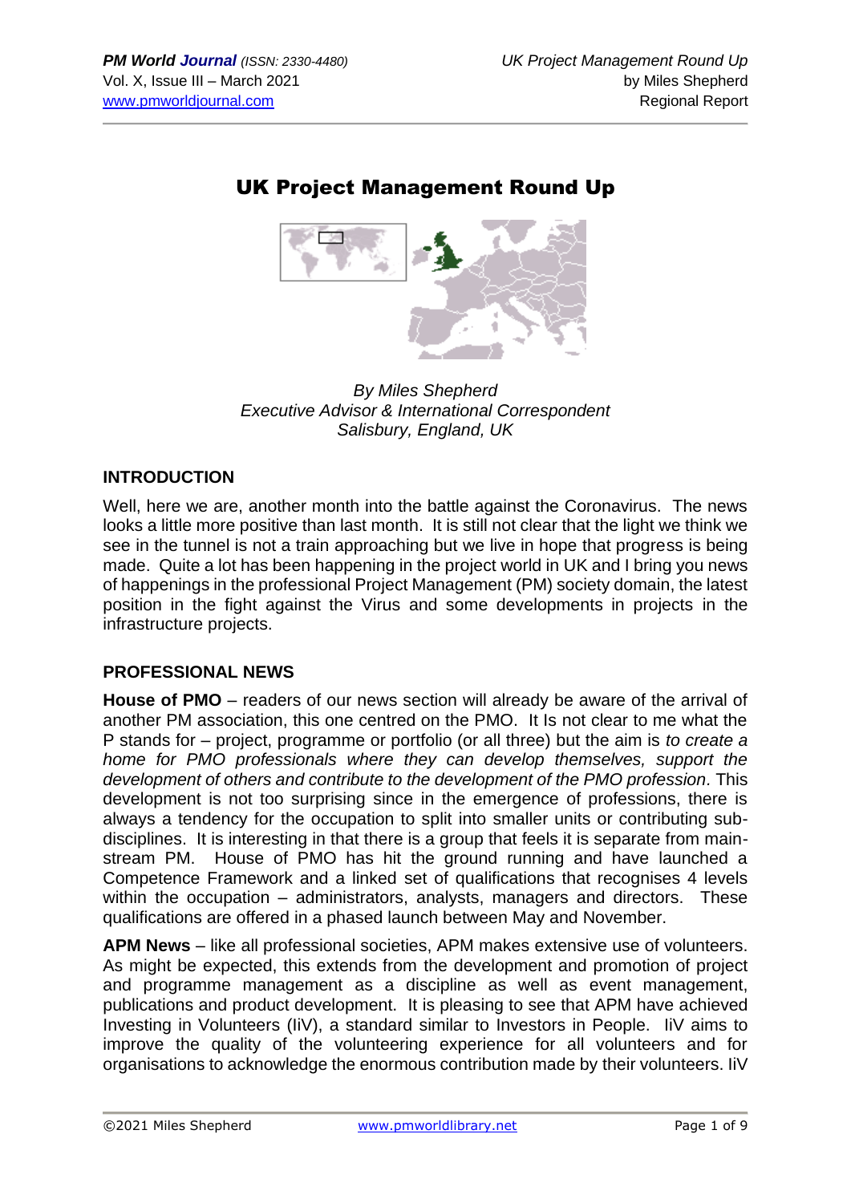# UK Project Management Round Up

*By Miles Shepherd*
*Executive Advisor & International Correspondent*
*Salisbury, England, UK*

## INTRODUCTION

Well, here we are, another month into the battle against the Coronavirus. The news looks a little more positive than last month. It is still not clear that the light we think we see in the tunnel is not a train approaching but we live in hope that progress is being made. Quite a lot has been happening in the project world in UK and I bring you news of happenings in the professional Project Management (PM) society domain, the latest position in the fight against the Virus and some developments in projects in the infrastructure projects.

## PROFESSIONAL NEWS

**House of PMO** – readers of our news section will already be aware of the arrival of another PM association, this one centred on the PMO. It Is not clear to me what the P stands for – project, programme or portfolio (or all three) but the aim is *to create a home for PMO professionals where they can develop themselves, support the development of others and contribute to the development of the PMO profession.* This development is not too surprising since in the emergence of professions, there is always a tendency for the occupation to split into smaller units or contributing sub-disciplines. It is interesting in that there is a group that feels it is separate from main-stream PM. House of PMO has hit the ground running and have launched a Competence Framework and a linked set of qualifications that recognises 4 levels within the occupation – administrators, analysts, managers and directors. These qualifications are offered in a phased launch between May and November.

**APM News** – like all professional societies, APM makes extensive use of volunteers. As might be expected, this extends from the development and promotion of project and programme management as a discipline as well as event management, publications and product development. It is pleasing to see that APM have achieved Investing in Volunteers (IiV), a standard similar to Investors in People. IiV aims to improve the quality of the volunteering experience for all volunteers and for organisations to acknowledge the enormous contribution made by their volunteers. IiV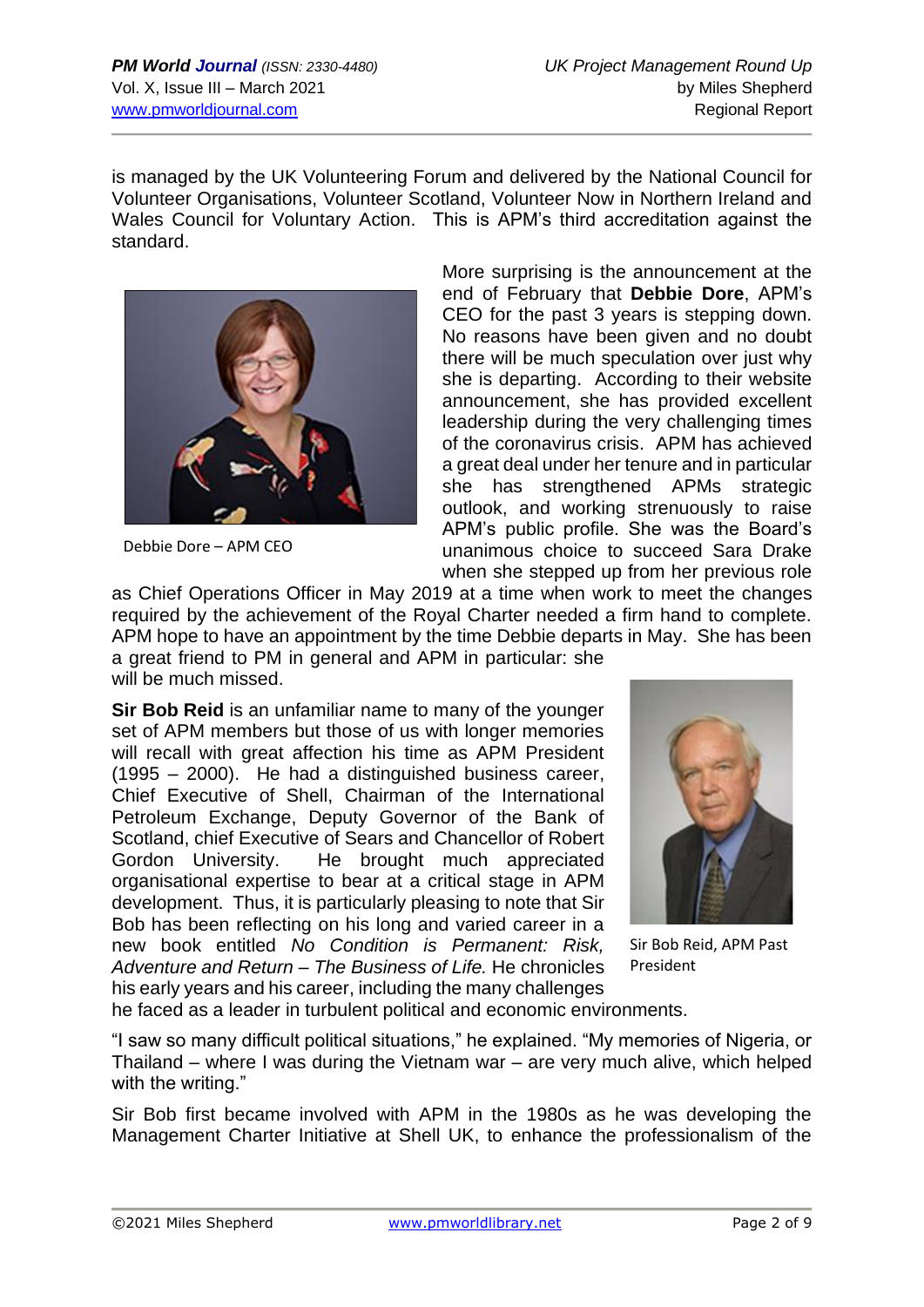is managed by the UK Volunteering Forum and delivered by the National Council for Volunteer Organisations, Volunteer Scotland, Volunteer Now in Northern Ireland and Wales Council for Voluntary Action. This is APM's third accreditation against the standard.

Debbie Dore – APM CEO

More surprising is the announcement at the end of February that **Debbie Dore**, APM's CEO for the past 3 years is stepping down. No reasons have been given and no doubt there will be much speculation over just why she is departing. According to their website announcement, she has provided excellent leadership during the very challenging times of the coronavirus crisis. APM has achieved a great deal under her tenure and in particular she has strengthened APMs strategic outlook, and working strenuously to raise APM's public profile. She was the Board's unanimous choice to succeed Sara Drake when she stepped up from her previous role as Chief Operations Officer in May 2019 at a time when work to meet the changes required by the achievement of the Royal Charter needed a firm hand to complete. APM hope to have an appointment by the time Debbie departs in May. She has been a great friend to PM in general and APM in particular: she will be much missed.

**Sir Bob Reid** is an unfamiliar name to many of the younger set of APM members but those of us with longer memories will recall with great affection his time as APM President (1995 – 2000). He had a distinguished business career, Chief Executive of Shell, Chairman of the International Petroleum Exchange, Deputy Governor of the Bank of Scotland, chief Executive of Sears and Chancellor of Robert Gordon University. He brought much appreciated organisational expertise to bear at a critical stage in APM development. Thus, it is particularly pleasing to note that Sir Bob has been reflecting on his long and varied career in a new book entitled *No Condition is Permanent: Risk, Adventure and Return – The Business of Life.* He chronicles his early years and his career, including the many challenges he faced as a leader in turbulent political and economic environments.

Sir Bob Reid, APM Past President

"I saw so many difficult political situations," he explained. "My memories of Nigeria, or Thailand – where I was during the Vietnam war – are very much alive, which helped with the writing."

Sir Bob first became involved with APM in the 1980s as he was developing the Management Charter Initiative at Shell UK, to enhance the professionalism of the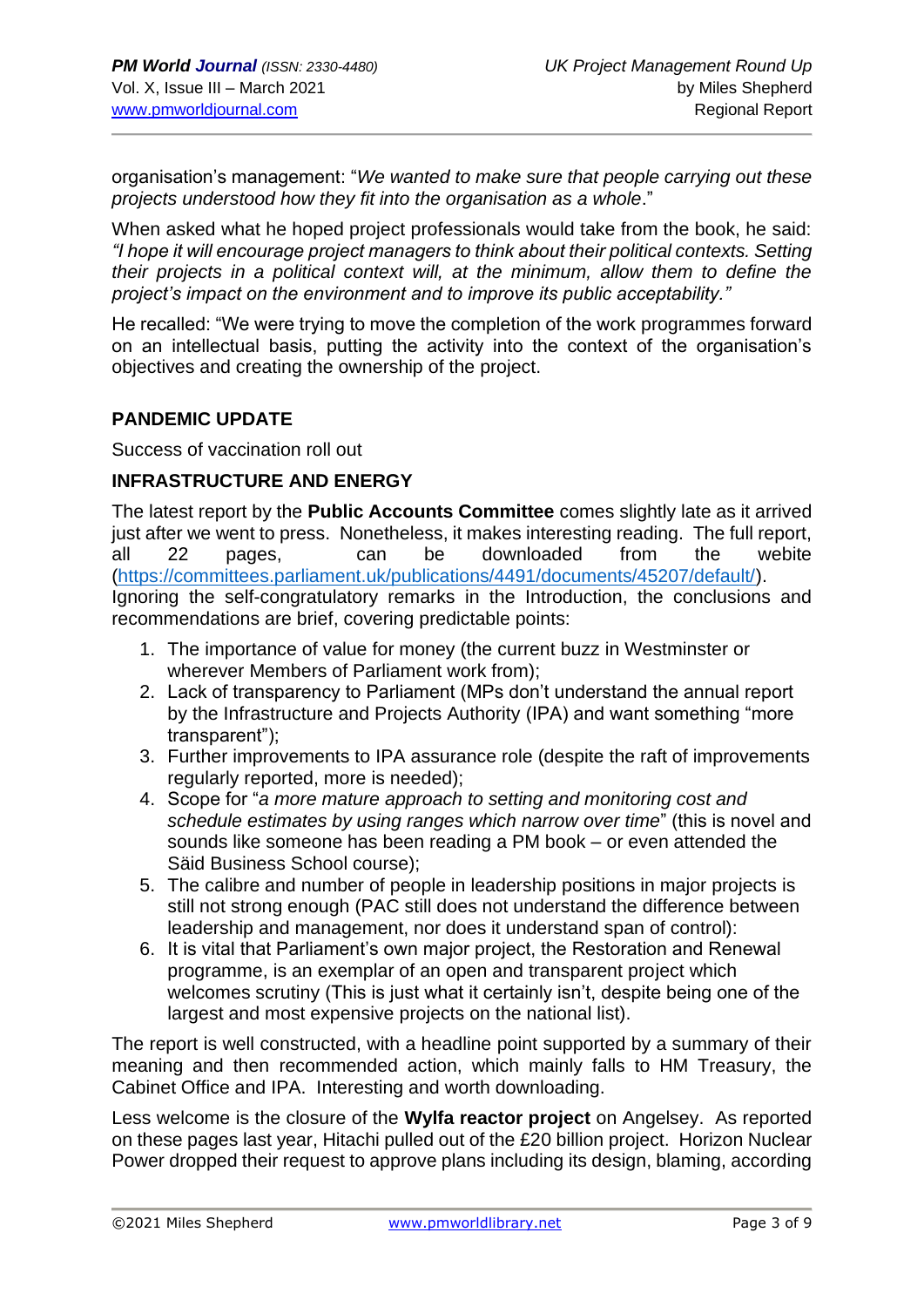organisation's management: "*We wanted to make sure that people carrying out these projects understood how they fit into the organisation as a whole*."

When asked what he hoped project professionals would take from the book, he said: *"I hope it will encourage project managers to think about their political contexts. Setting their projects in a political context will, at the minimum, allow them to define the project's impact on the environment and to improve its public acceptability."*

He recalled: "We were trying to move the completion of the work programmes forward on an intellectual basis, putting the activity into the context of the organisation's objectives and creating the ownership of the project.

## PANDEMIC UPDATE

Success of vaccination roll out

## INFRASTRUCTURE AND ENERGY

The latest report by the **Public Accounts Committee** comes slightly late as it arrived just after we went to press. Nonetheless, it makes interesting reading. The full report, all 22 pages, can be downloaded from the webite (https://committees.parliament.uk/publications/4491/documents/45207/default/). Ignoring the self-congratulatory remarks in the Introduction, the conclusions and recommendations are brief, covering predictable points:

1. The importance of value for money (the current buzz in Westminster or wherever Members of Parliament work from);
2. Lack of transparency to Parliament (MPs don't understand the annual report by the Infrastructure and Projects Authority (IPA) and want something "more transparent");
3. Further improvements to IPA assurance role (despite the raft of improvements regularly reported, more is needed);
4. Scope for "*a more mature approach to setting and monitoring cost and schedule estimates by using ranges which narrow over time*" (this is novel and sounds like someone has been reading a PM book – or even attended the Säid Business School course);
5. The calibre and number of people in leadership positions in major projects is still not strong enough (PAC still does not understand the difference between leadership and management, nor does it understand span of control):
6. It is vital that Parliament's own major project, the Restoration and Renewal programme, is an exemplar of an open and transparent project which welcomes scrutiny (This is just what it certainly isn't, despite being one of the largest and most expensive projects on the national list).

The report is well constructed, with a headline point supported by a summary of their meaning and then recommended action, which mainly falls to HM Treasury, the Cabinet Office and IPA. Interesting and worth downloading.

Less welcome is the closure of the **Wylfa reactor project** on Angelsey. As reported on these pages last year, Hitachi pulled out of the £20 billion project. Horizon Nuclear Power dropped their request to approve plans including its design, blaming, according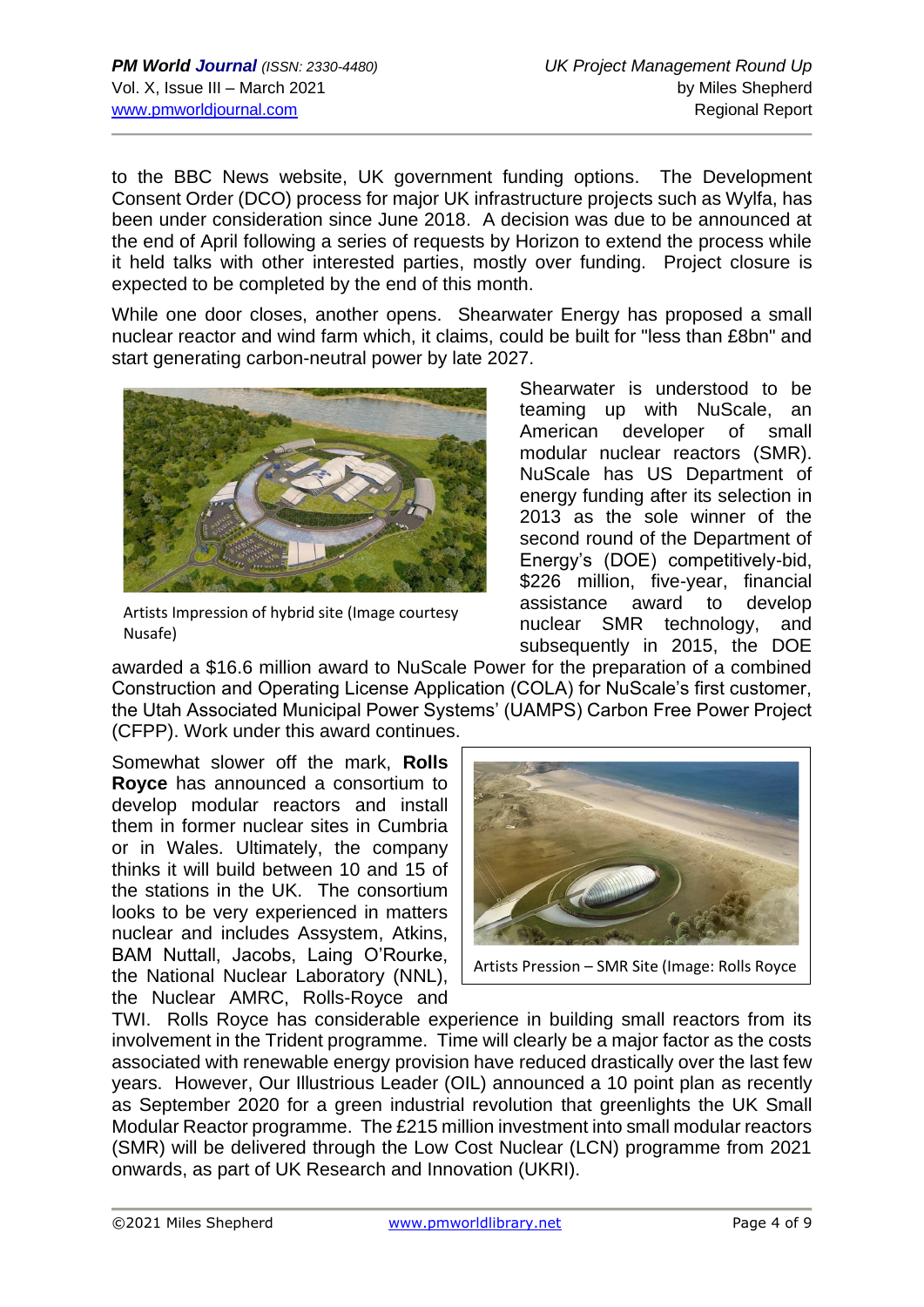to the BBC News website, UK government funding options. The Development Consent Order (DCO) process for major UK infrastructure projects such as Wylfa, has been under consideration since June 2018. A decision was due to be announced at the end of April following a series of requests by Horizon to extend the process while it held talks with other interested parties, mostly over funding. Project closure is expected to be completed by the end of this month.

While one door closes, another opens. Shearwater Energy has proposed a small nuclear reactor and wind farm which, it claims, could be built for "less than £8bn" and start generating carbon-neutral power by late 2027.

Artists Impression of hybrid site (Image courtesy Nusafe)

Shearwater is understood to be teaming up with NuScale, an American developer of small modular nuclear reactors (SMR). NuScale has US Department of energy funding after its selection in 2013 as the sole winner of the second round of the Department of Energy's (DOE) competitively-bid, $226 million, five-year, financial assistance award to develop nuclear SMR technology, and subsequently in 2015, the DOE awarded a $16.6 million award to NuScale Power for the preparation of a combined Construction and Operating License Application (COLA) for NuScale's first customer, the Utah Associated Municipal Power Systems' (UAMPS) Carbon Free Power Project (CFPP). Work under this award continues.

Somewhat slower off the mark, **Rolls Royce** has announced a consortium to develop modular reactors and install them in former nuclear sites in Cumbria or in Wales. Ultimately, the company thinks it will build between 10 and 15 of the stations in the UK. The consortium looks to be very experienced in matters nuclear and includes Assystem, Atkins, BAM Nuttall, Jacobs, Laing O'Rourke, the National Nuclear Laboratory (NNL), the Nuclear AMRC, Rolls-Royce and TWI. Rolls Royce has considerable experience in building small reactors from its involvement in the Trident programme. Time will clearly be a major factor as the costs associated with renewable energy provision have reduced drastically over the last few years. However, Our Illustrious Leader (OIL) announced a 10 point plan as recently as September 2020 for a green industrial revolution that greenlights the UK Small Modular Reactor programme. The £215 million investment into small modular reactors (SMR) will be delivered through the Low Cost Nuclear (LCN) programme from 2021 onwards, as part of UK Research and Innovation (UKRI).

Artists Pression – SMR Site (Image: Rolls Royce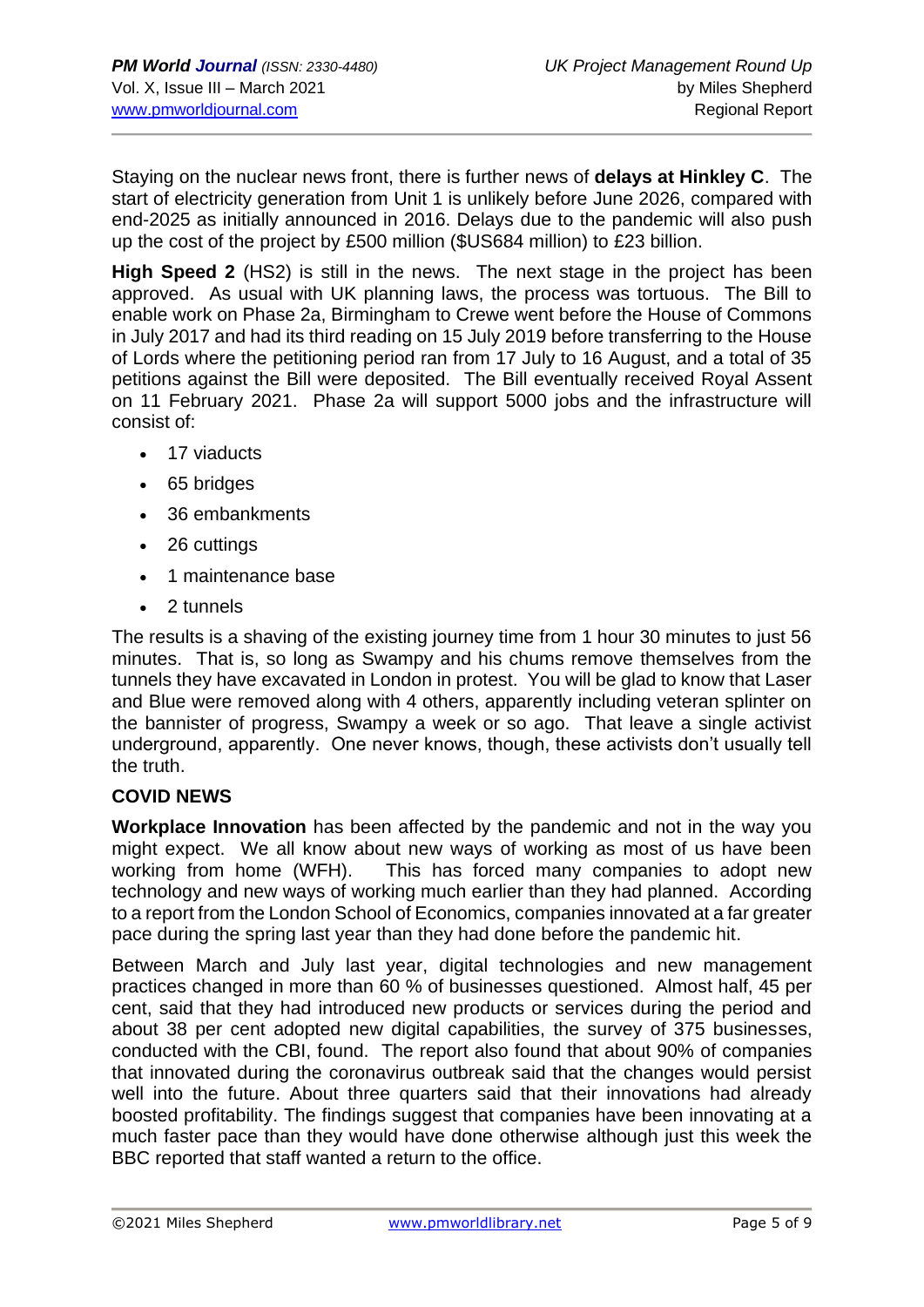Staying on the nuclear news front, there is further news of **delays at Hinkley C**. The start of electricity generation from Unit 1 is unlikely before June 2026, compared with end-2025 as initially announced in 2016. Delays due to the pandemic will also push up the cost of the project by £500 million ($US684 million) to £23 billion.

**High Speed 2** (HS2) is still in the news. The next stage in the project has been approved. As usual with UK planning laws, the process was tortuous. The Bill to enable work on Phase 2a, Birmingham to Crewe went before the House of Commons in July 2017 and had its third reading on 15 July 2019 before transferring to the House of Lords where the petitioning period ran from 17 July to 16 August, and a total of 35 petitions against the Bill were deposited. The Bill eventually received Royal Assent on 11 February 2021. Phase 2a will support 5000 jobs and the infrastructure will consist of:

- 17 viaducts
- 65 bridges
- 36 embankments
- 26 cuttings
- 1 maintenance base
- 2 tunnels

The results is a shaving of the existing journey time from 1 hour 30 minutes to just 56 minutes. That is, so long as Swampy and his chums remove themselves from the tunnels they have excavated in London in protest. You will be glad to know that Laser and Blue were removed along with 4 others, apparently including veteran splinter on the bannister of progress, Swampy a week or so ago. That leave a single activist underground, apparently. One never knows, though, these activists don't usually tell the truth.

**COVID NEWS**

**Workplace Innovation** has been affected by the pandemic and not in the way you might expect. We all know about new ways of working as most of us have been working from home (WFH). This has forced many companies to adopt new technology and new ways of working much earlier than they had planned. According to a report from the London School of Economics, companies innovated at a far greater pace during the spring last year than they had done before the pandemic hit.

Between March and July last year, digital technologies and new management practices changed in more than 60 % of businesses questioned. Almost half, 45 per cent, said that they had introduced new products or services during the period and about 38 per cent adopted new digital capabilities, the survey of 375 businesses, conducted with the CBI, found. The report also found that about 90% of companies that innovated during the coronavirus outbreak said that the changes would persist well into the future. About three quarters said that their innovations had already boosted profitability. The findings suggest that companies have been innovating at a much faster pace than they would have done otherwise although just this week the BBC reported that staff wanted a return to the office.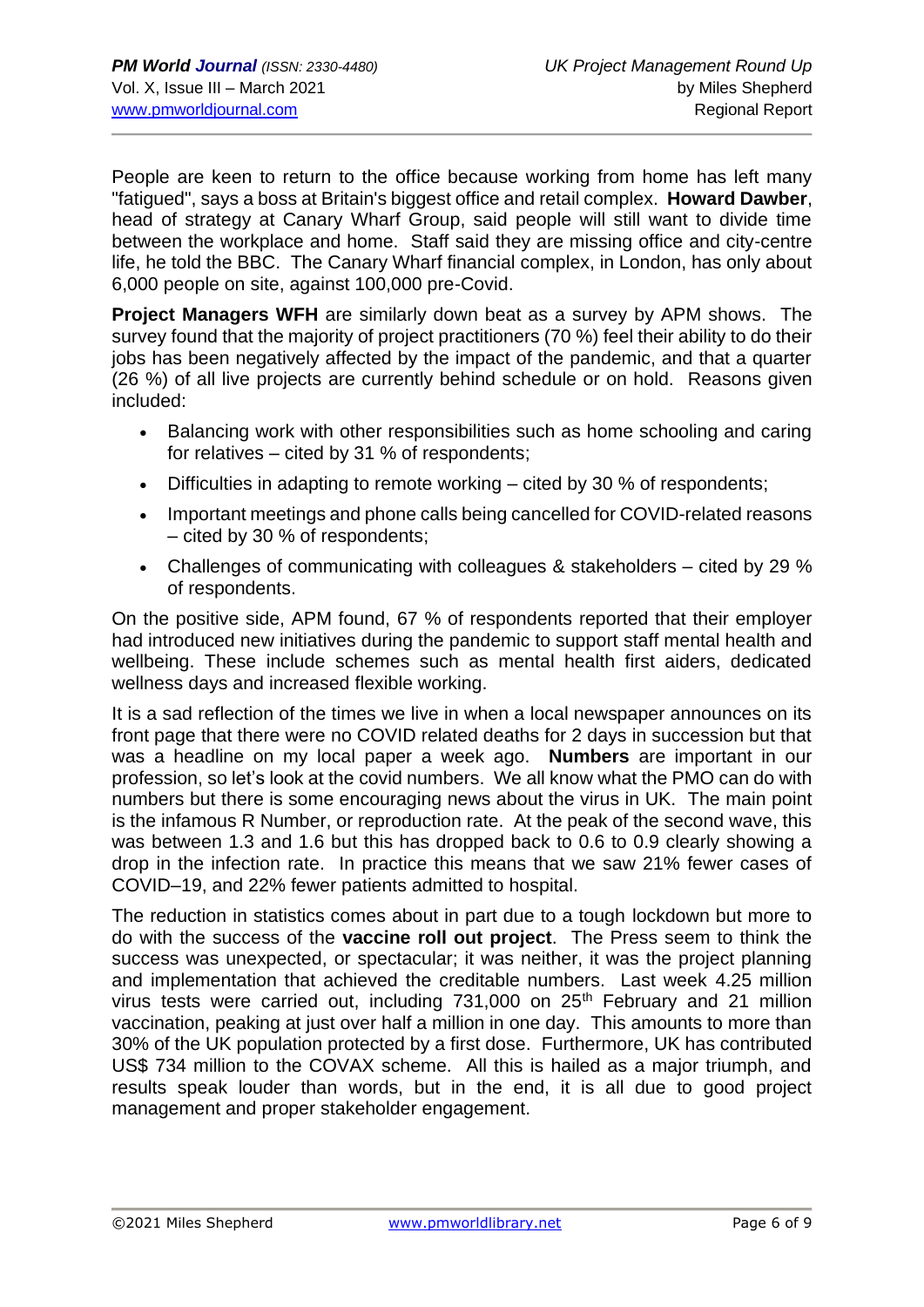People are keen to return to the office because working from home has left many "fatigued", says a boss at Britain's biggest office and retail complex. **Howard Dawber**, head of strategy at Canary Wharf Group, said people will still want to divide time between the workplace and home. Staff said they are missing office and city-centre life, he told the BBC. The Canary Wharf financial complex, in London, has only about 6,000 people on site, against 100,000 pre-Covid.

**Project Managers WFH** are similarly down beat as a survey by APM shows. The survey found that the majority of project practitioners (70 %) feel their ability to do their jobs has been negatively affected by the impact of the pandemic, and that a quarter (26 %) of all live projects are currently behind schedule or on hold. Reasons given included:

- Balancing work with other responsibilities such as home schooling and caring for relatives – cited by 31 % of respondents;
- Difficulties in adapting to remote working – cited by 30 % of respondents;
- Important meetings and phone calls being cancelled for COVID-related reasons – cited by 30 % of respondents;
- Challenges of communicating with colleagues & stakeholders – cited by 29 % of respondents.

On the positive side, APM found, 67 % of respondents reported that their employer had introduced new initiatives during the pandemic to support staff mental health and wellbeing. These include schemes such as mental health first aiders, dedicated wellness days and increased flexible working.

It is a sad reflection of the times we live in when a local newspaper announces on its front page that there were no COVID related deaths for 2 days in succession but that was a headline on my local paper a week ago. **Numbers** are important in our profession, so let's look at the covid numbers. We all know what the PMO can do with numbers but there is some encouraging news about the virus in UK. The main point is the infamous R Number, or reproduction rate. At the peak of the second wave, this was between 1.3 and 1.6 but this has dropped back to 0.6 to 0.9 clearly showing a drop in the infection rate. In practice this means that we saw 21% fewer cases of COVID–19, and 22% fewer patients admitted to hospital.

The reduction in statistics comes about in part due to a tough lockdown but more to do with the success of the **vaccine roll out project**. The Press seem to think the success was unexpected, or spectacular; it was neither, it was the project planning and implementation that achieved the creditable numbers. Last week 4.25 million virus tests were carried out, including 731,000 on 25th February and 21 million vaccination, peaking at just over half a million in one day. This amounts to more than 30% of the UK population protected by a first dose. Furthermore, UK has contributed US$ 734 million to the COVAX scheme. All this is hailed as a major triumph, and results speak louder than words, but in the end, it is all due to good project management and proper stakeholder engagement.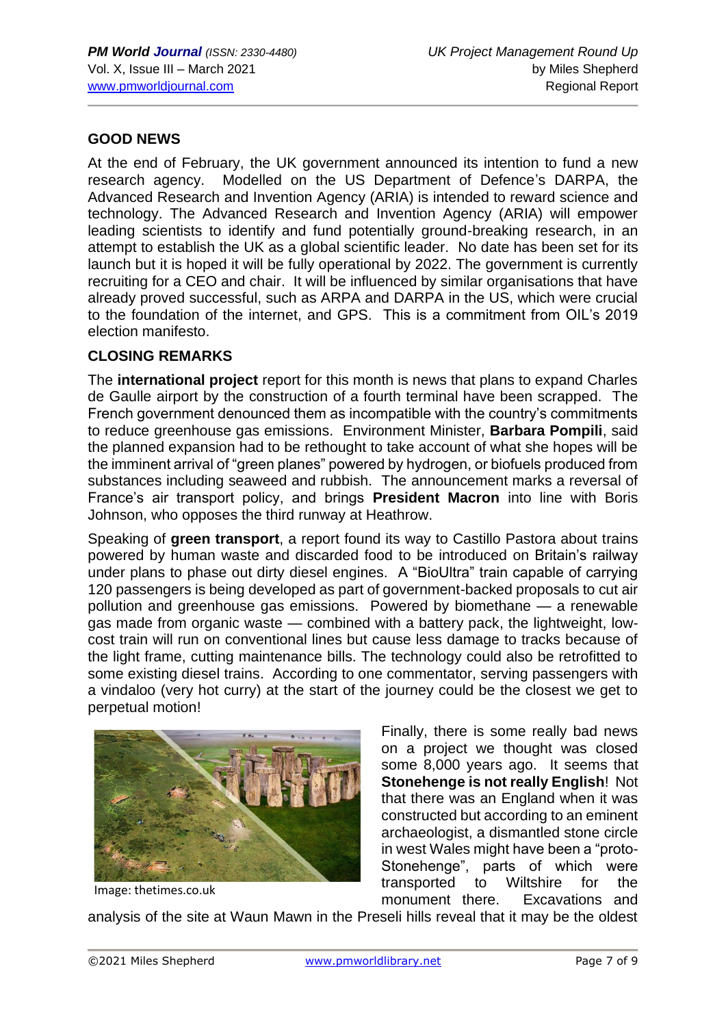## GOOD NEWS

At the end of February, the UK government announced its intention to fund a new research agency. Modelled on the US Department of Defence's DARPA, the Advanced Research and Invention Agency (ARIA) is intended to reward science and technology. The Advanced Research and Invention Agency (ARIA) will empower leading scientists to identify and fund potentially ground-breaking research, in an attempt to establish the UK as a global scientific leader. No date has been set for its launch but it is hoped it will be fully operational by 2022. The government is currently recruiting for a CEO and chair. It will be influenced by similar organisations that have already proved successful, such as ARPA and DARPA in the US, which were crucial to the foundation of the internet, and GPS. This is a commitment from OIL's 2019 election manifesto.

## CLOSING REMARKS

The **international project** report for this month is news that plans to expand Charles de Gaulle airport by the construction of a fourth terminal have been scrapped. The French government denounced them as incompatible with the country's commitments to reduce greenhouse gas emissions. Environment Minister, **Barbara Pompili**, said the planned expansion had to be rethought to take account of what she hopes will be the imminent arrival of "green planes" powered by hydrogen, or biofuels produced from substances including seaweed and rubbish. The announcement marks a reversal of France's air transport policy, and brings **President Macron** into line with Boris Johnson, who opposes the third runway at Heathrow.

Speaking of **green transport**, a report found its way to Castillo Pastora about trains powered by human waste and discarded food to be introduced on Britain's railway under plans to phase out dirty diesel engines. A "BioUltra" train capable of carrying 120 passengers is being developed as part of government-backed proposals to cut air pollution and greenhouse gas emissions. Powered by biomethane — a renewable gas made from organic waste — combined with a battery pack, the lightweight, low-cost train will run on conventional lines but cause less damage to tracks because of the light frame, cutting maintenance bills. The technology could also be retrofitted to some existing diesel trains. According to one commentator, serving passengers with a vindaloo (very hot curry) at the start of the journey could be the closest we get to perpetual motion!

Image: thetimes.co.uk

Finally, there is some really bad news on a project we thought was closed some 8,000 years ago. It seems that **Stonehenge is not really English**! Not that there was an England when it was constructed but according to an eminent archaeologist, a dismantled stone circle in west Wales might have been a "proto-Stonehenge", parts of which were transported to Wiltshire for the monument there. Excavations and analysis of the site at Waun Mawn in the Preseli hills reveal that it may be the oldest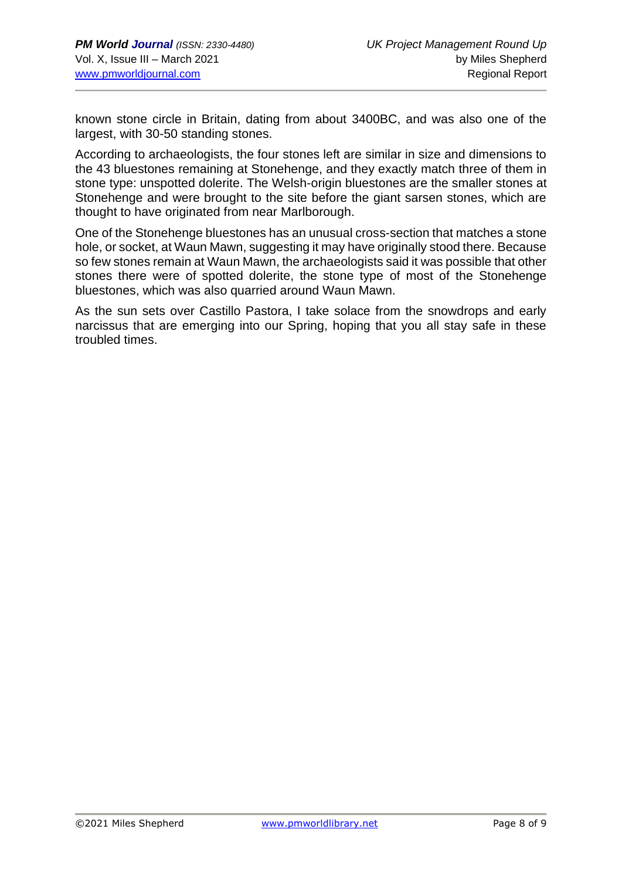known stone circle in Britain, dating from about 3400BC, and was also one of the largest, with 30-50 standing stones.

According to archaeologists, the four stones left are similar in size and dimensions to the 43 bluestones remaining at Stonehenge, and they exactly match three of them in stone type: unspotted dolerite. The Welsh-origin bluestones are the smaller stones at Stonehenge and were brought to the site before the giant sarsen stones, which are thought to have originated from near Marlborough.

One of the Stonehenge bluestones has an unusual cross-section that matches a stone hole, or socket, at Waun Mawn, suggesting it may have originally stood there. Because so few stones remain at Waun Mawn, the archaeologists said it was possible that other stones there were of spotted dolerite, the stone type of most of the Stonehenge bluestones, which was also quarried around Waun Mawn.

As the sun sets over Castillo Pastora, I take solace from the snowdrops and early narcissus that are emerging into our Spring, hoping that you all stay safe in these troubled times.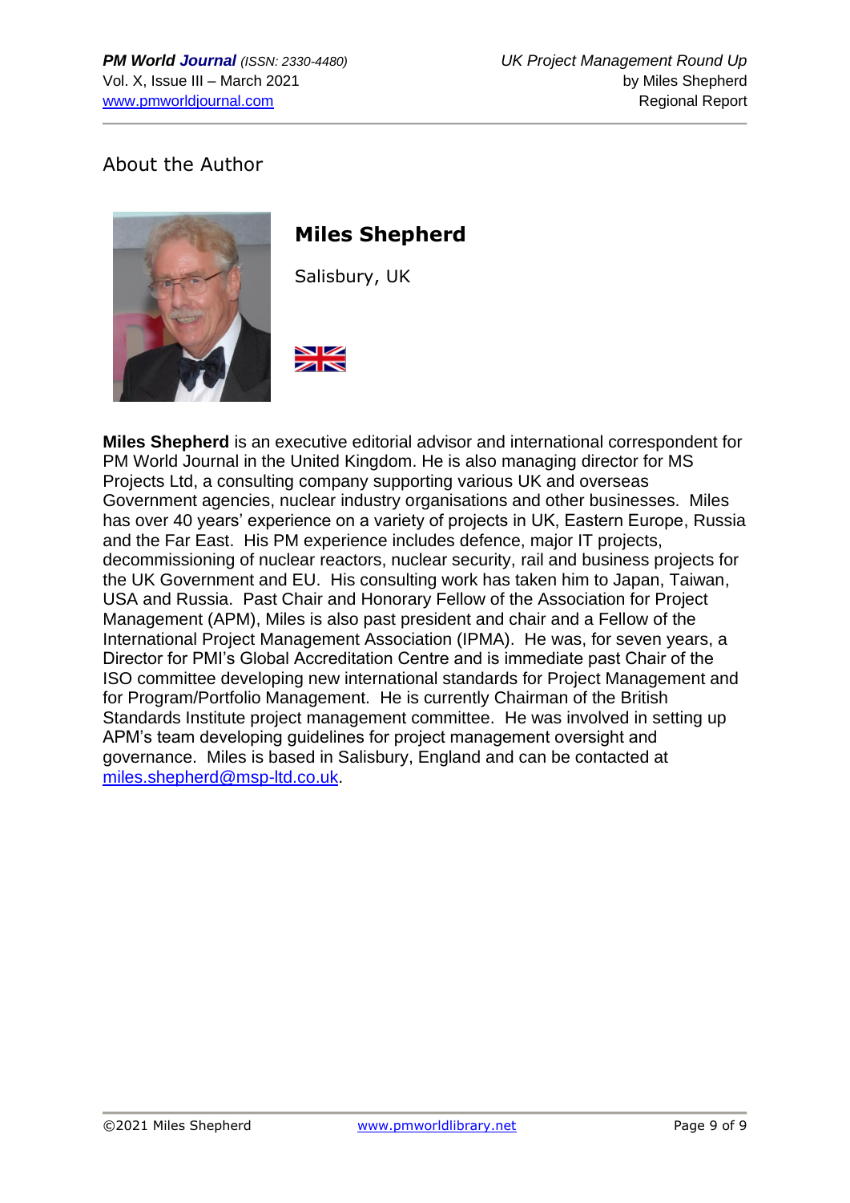## About the Author

### Miles Shepherd

Salisbury, UK

**Miles Shepherd** is an executive editorial advisor and international correspondent for PM World Journal in the United Kingdom. He is also managing director for MS Projects Ltd, a consulting company supporting various UK and overseas Government agencies, nuclear industry organisations and other businesses. Miles has over 40 years' experience on a variety of projects in UK, Eastern Europe, Russia and the Far East. His PM experience includes defence, major IT projects, decommissioning of nuclear reactors, nuclear security, rail and business projects for the UK Government and EU. His consulting work has taken him to Japan, Taiwan, USA and Russia. Past Chair and Honorary Fellow of the Association for Project Management (APM), Miles is also past president and chair and a Fellow of the International Project Management Association (IPMA). He was, for seven years, a Director for PMI's Global Accreditation Centre and is immediate past Chair of the ISO committee developing new international standards for Project Management and for Program/Portfolio Management. He is currently Chairman of the British Standards Institute project management committee. He was involved in setting up APM's team developing guidelines for project management oversight and governance. Miles is based in Salisbury, England and can be contacted at miles.shepherd@msp-ltd.co.uk.